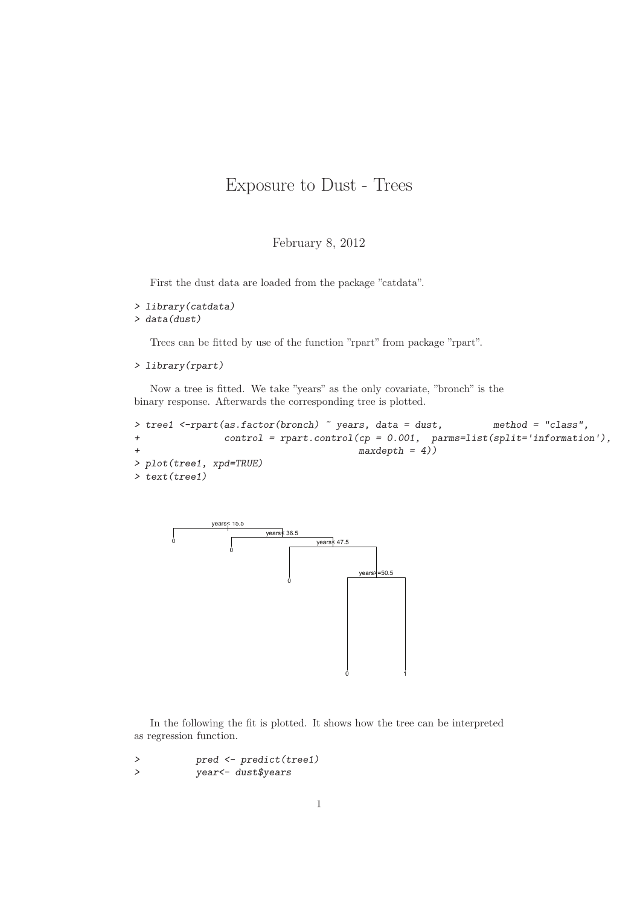# Exposure to Dust - Trees

February 8, 2012

First the dust data are loaded from the package "catdata".

```
> library(catdata)
> data(dust)
```

Trees can be fitted by use of the function "rpart" from package "rpart".

```
> library(rpart)
```

Now a tree is fitted. We take "years" as the only covariate, "bronch" is the binary response. Afterwards the corresponding tree is plotted.

```
> tree1 <-rpart(as.factor(bronch) ~ years, data = dust,         method = "class",
+               control = rpart.control(cp = 0.001,  parms=list(split='information'),
+                                        maxdepth = 4))
> plot(tree1, xpd=TRUE)
> text(tree1)
```

In the following the fit is plotted. It shows how the tree can be interpreted as regression function.

```
>           pred <- predict(tree1)
>           year<- dust$years
```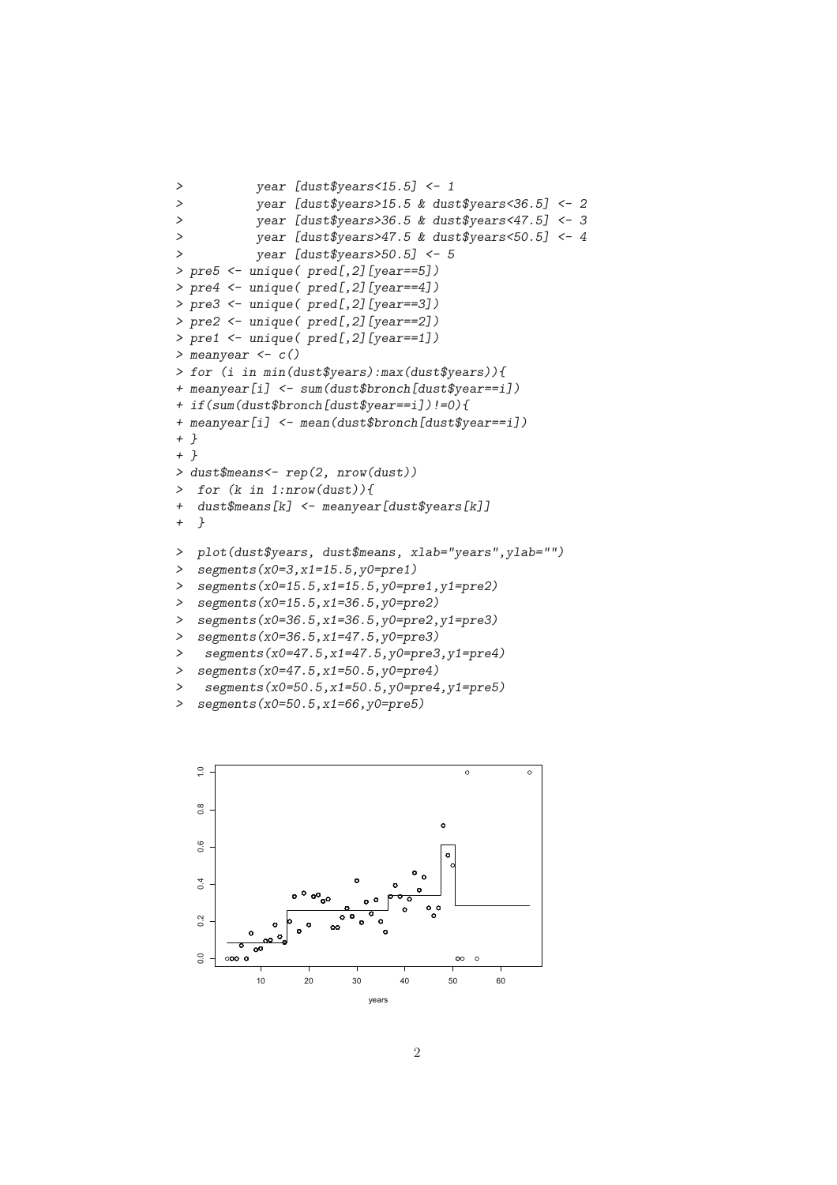```
>           year [dust$years<15.5] <- 1
>           year [dust$years>15.5 & dust$years<36.5] <- 2
>           year [dust$years>36.5 & dust$years<47.5] <- 3
>           year [dust$years>47.5 & dust$years<50.5] <- 4
>           year [dust$years>50.5] <- 5
> pre5 <- unique( pred[,2][year==5])
> pre4 <- unique( pred[,2][year==4])
> pre3 <- unique( pred[,2][year==3])
> pre2 <- unique( pred[,2][year==2])
> pre1 <- unique( pred[,2][year==1])
> meanyear <- c()
> for (i in min(dust$years):max(dust$years)){
+ meanyear[i] <- sum(dust$bronch[dust$year==i])
+ if(sum(dust$bronch[dust$year==i])!=0){
+ meanyear[i] <- mean(dust$bronch[dust$year==i])
+ }
+ }
> dust$means<- rep(2, nrow(dust))
>  for (k in 1:nrow(dust)){
+  dust$means[k] <- meanyear[dust$years[k]]
+  }

>  plot(dust$years, dust$means, xlab="years",ylab="")
>  segments(x0=3,x1=15.5,y0=pre1)
>  segments(x0=15.5,x1=15.5,y0=pre1,y1=pre2)
>  segments(x0=15.5,x1=36.5,y0=pre2)
>  segments(x0=36.5,x1=36.5,y0=pre2,y1=pre3)
>  segments(x0=36.5,x1=47.5,y0=pre3)
>   segments(x0=47.5,x1=47.5,y0=pre3,y1=pre4)
>  segments(x0=47.5,x1=50.5,y0=pre4)
>   segments(x0=50.5,x1=50.5,y0=pre4,y1=pre5)
>  segments(x0=50.5,x1=66,y0=pre5)
```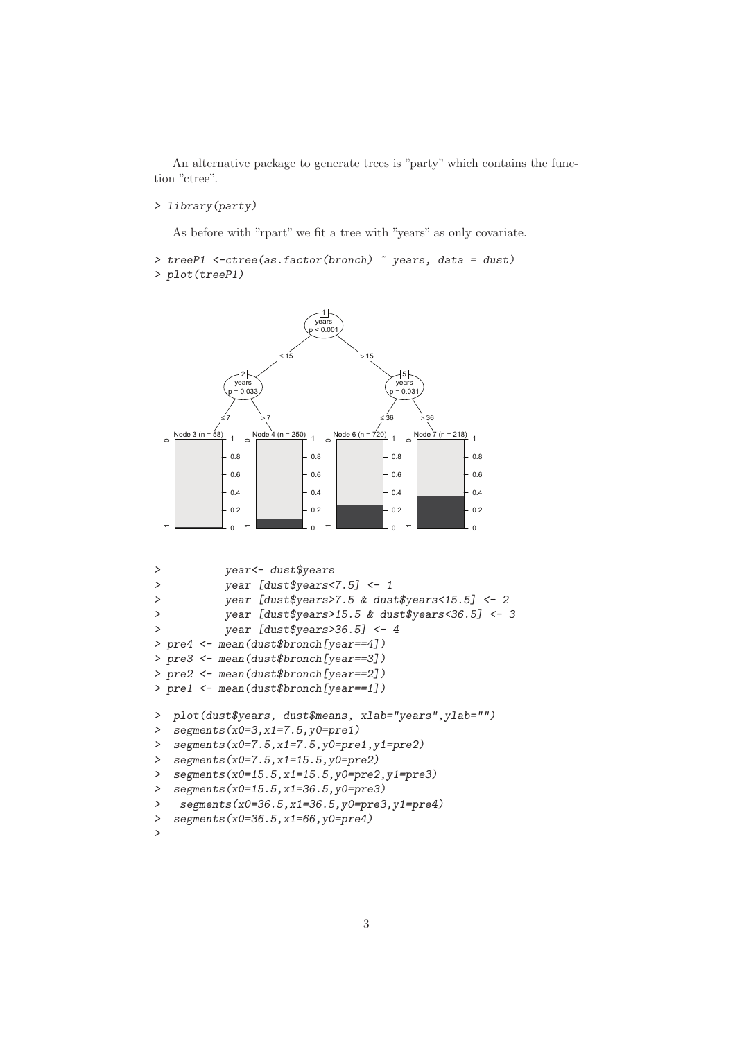An alternative package to generate trees is "party" which contains the function "ctree".

```
> library(party)
```

As before with "rpart" we fit a tree with "years" as only covariate.

```
> treeP1 <-ctree(as.factor(bronch) ~ years, data = dust)
> plot(treeP1)
```

```
>           year<- dust$years
>           year [dust$years<7.5] <- 1
>           year [dust$years>7.5 & dust$years<15.5] <- 2
>           year [dust$years>15.5 & dust$years<36.5] <- 3
>           year [dust$years>36.5] <- 4
> pre4 <- mean(dust$bronch[year==4])
> pre3 <- mean(dust$bronch[year==3])
> pre2 <- mean(dust$bronch[year==2])
> pre1 <- mean(dust$bronch[year==1])

>  plot(dust$years, dust$means, xlab="years",ylab="")
>  segments(x0=3,x1=7.5,y0=pre1)
>  segments(x0=7.5,x1=7.5,y0=pre1,y1=pre2)
>  segments(x0=7.5,x1=15.5,y0=pre2)
>  segments(x0=15.5,x1=15.5,y0=pre2,y1=pre3)
>  segments(x0=15.5,x1=36.5,y0=pre3)
>   segments(x0=36.5,x1=36.5,y0=pre3,y1=pre4)
>  segments(x0=36.5,x1=66,y0=pre4)
>
```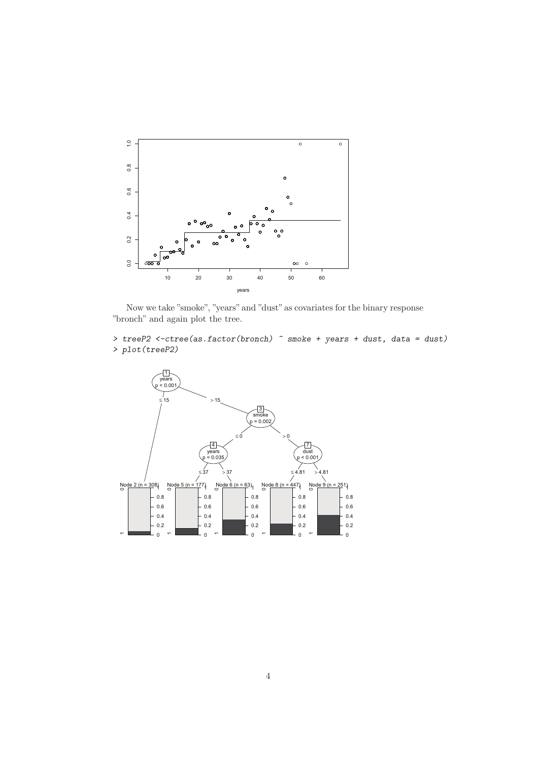1.0
0.8
0.6
0.4
0.2
0.0
10
20
30
40
50
60
years

Now we take "smoke", "years" and "dust" as covariates for the binary response "bronch" and again plot the tree.

```
> treeP2 <-ctree(as.factor(bronch) ~ smoke + years + dust, data = dust)
> plot(treeP2)
```

1
years
p < 0.001
≤ 15
> 15
3
smoke
p = 0.002
≤ 0
> 0
4
years
p = 0.035
≤ 37
> 37
7
dust
p < 0.001
≤ 4.81
> 4.81
Node 2 (n = 308)
Node 5 (n = 177)
Node 6 (n = 63)
Node 8 (n = 447)
Node 9 (n = 251)
0
1
0.8
0.6
0.4
0.2
0